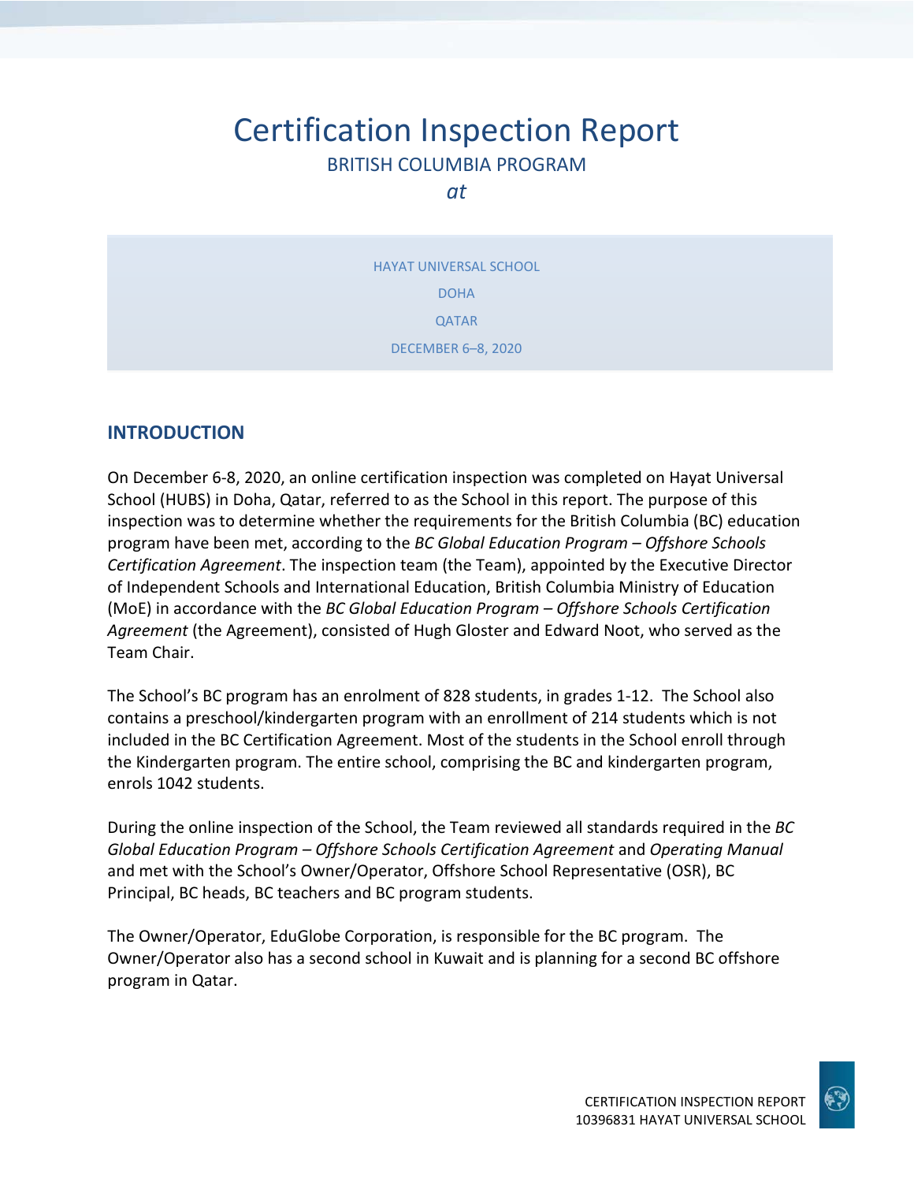# Certification Inspection Report

BRITISH COLUMBIA PROGRAM

*at*

HAYAT UNIVERSAL SCHOOL

DOHA

QATAR

DECEMBER 6–8, 2020

## INTRODUCTION

On December 6-8, 2020, an online certification inspection was completed on Hayat Universal School (HUBS) in Doha, Qatar, referred to as the School in this report. The purpose of this inspection was to determine whether the requirements for the British Columbia (BC) education program have been met, according to the *BC Global Education Program – Offshore Schools Certification Agreement*. The inspection team (the Team), appointed by the Executive Director of Independent Schools and International Education, British Columbia Ministry of Education (MoE) in accordance with the *BC Global Education Program – Offshore Schools Certification Agreement* (the Agreement), consisted of Hugh Gloster and Edward Noot, who served as the Team Chair.

The School's BC program has an enrolment of 828 students, in grades 1-12. The School also contains a preschool/kindergarten program with an enrollment of 214 students which is not included in the BC Certification Agreement. Most of the students in the School enroll through the Kindergarten program. The entire school, comprising the BC and kindergarten program, enrols 1042 students.

During the online inspection of the School, the Team reviewed all standards required in the *BC Global Education Program – Offshore Schools Certification Agreement* and *Operating Manual* and met with the School's Owner/Operator, Offshore School Representative (OSR), BC Principal, BC heads, BC teachers and BC program students.

The Owner/Operator, EduGlobe Corporation, is responsible for the BC program. The Owner/Operator also has a second school in Kuwait and is planning for a second BC offshore program in Qatar.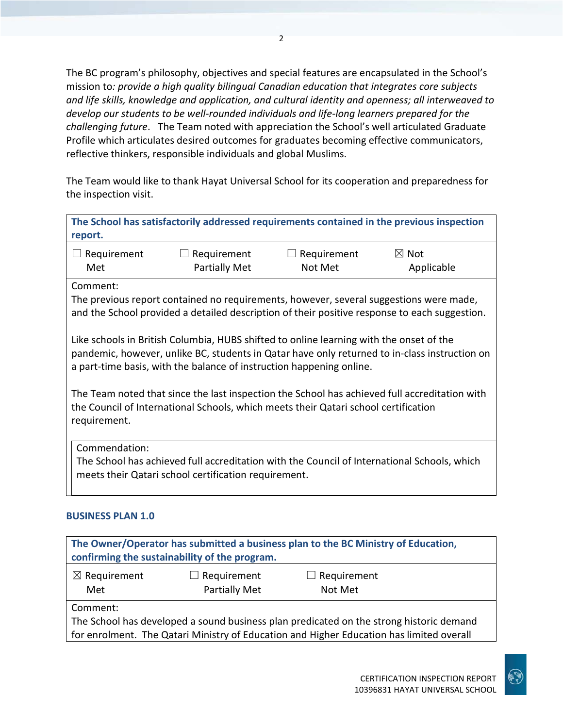The BC program's philosophy, objectives and special features are encapsulated in the School's mission to*: provide a high quality bilingual Canadian education that integrates core subjects and life skills, knowledge and application, and cultural identity and openness; all interweaved to develop our students to be well-rounded individuals and life-long learners prepared for the challenging future*. The Team noted with appreciation the School's well articulated Graduate Profile which articulates desired outcomes for graduates becoming effective communicators, reflective thinkers, responsible individuals and global Muslims.

The Team would like to thank Hayat Universal School for its cooperation and preparedness for the inspection visit.

**The School has satisfactorily addressed requirements contained in the previous inspection report.**

☐ Requirement Met ☐ Requirement Partially Met ☐ Requirement Not Met ☒ Not Applicable

Comment:
The previous report contained no requirements, however, several suggestions were made, and the School provided a detailed description of their positive response to each suggestion.

Like schools in British Columbia, HUBS shifted to online learning with the onset of the pandemic, however, unlike BC, students in Qatar have only returned to in-class instruction on a part-time basis, with the balance of instruction happening online.

The Team noted that since the last inspection the School has achieved full accreditation with the Council of International Schools, which meets their Qatari school certification requirement.

Commendation:
The School has achieved full accreditation with the Council of International Schools, which meets their Qatari school certification requirement.

### BUSINESS PLAN 1.0

**The Owner/Operator has submitted a business plan to the BC Ministry of Education, confirming the sustainability of the program.**

☒ Requirement Met ☐ Requirement Partially Met ☐ Requirement Not Met

Comment:
The School has developed a sound business plan predicated on the strong historic demand for enrolment. The Qatari Ministry of Education and Higher Education has limited overall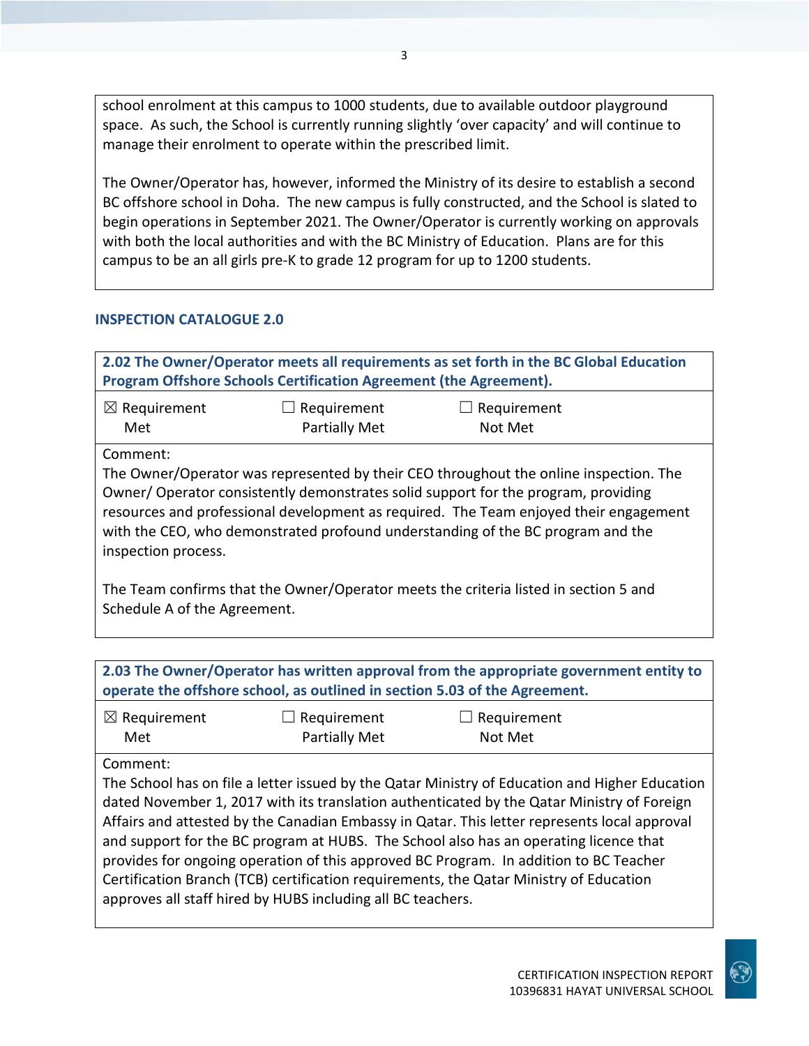school enrolment at this campus to 1000 students, due to available outdoor playground space. As such, the School is currently running slightly 'over capacity' and will continue to manage their enrolment to operate within the prescribed limit.

The Owner/Operator has, however, informed the Ministry of its desire to establish a second BC offshore school in Doha. The new campus is fully constructed, and the School is slated to begin operations in September 2021. The Owner/Operator is currently working on approvals with both the local authorities and with the BC Ministry of Education. Plans are for this campus to be an all girls pre-K to grade 12 program for up to 1200 students.

## INSPECTION CATALOGUE 2.0

**2.02 The Owner/Operator meets all requirements as set forth in the BC Global Education Program Offshore Schools Certification Agreement (the Agreement).**

☒ Requirement Met ☐ Requirement Partially Met ☐ Requirement Not Met

Comment:
The Owner/Operator was represented by their CEO throughout the online inspection. The Owner/ Operator consistently demonstrates solid support for the program, providing resources and professional development as required. The Team enjoyed their engagement with the CEO, who demonstrated profound understanding of the BC program and the inspection process.

The Team confirms that the Owner/Operator meets the criteria listed in section 5 and Schedule A of the Agreement.

**2.03 The Owner/Operator has written approval from the appropriate government entity to operate the offshore school, as outlined in section 5.03 of the Agreement.**

☒ Requirement Met ☐ Requirement Partially Met ☐ Requirement Not Met

Comment:
The School has on file a letter issued by the Qatar Ministry of Education and Higher Education dated November 1, 2017 with its translation authenticated by the Qatar Ministry of Foreign Affairs and attested by the Canadian Embassy in Qatar. This letter represents local approval and support for the BC program at HUBS. The School also has an operating licence that provides for ongoing operation of this approved BC Program. In addition to BC Teacher Certification Branch (TCB) certification requirements, the Qatar Ministry of Education approves all staff hired by HUBS including all BC teachers.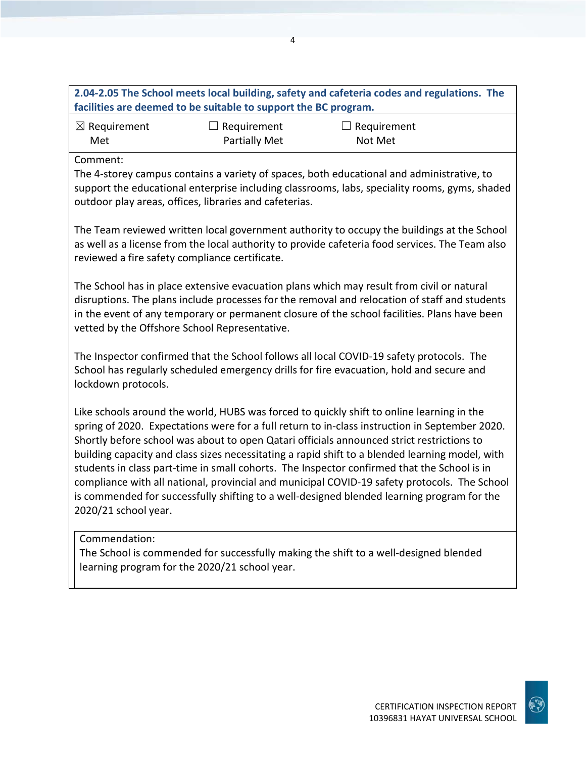**2.04-2.05 The School meets local building, safety and cafeteria codes and regulations. The facilities are deemed to be suitable to support the BC program.**

| ☒ Requirement Met | ☐ Requirement Partially Met | ☐ Requirement Not Met |
|---|---|---|

Comment:

The 4-storey campus contains a variety of spaces, both educational and administrative, to support the educational enterprise including classrooms, labs, speciality rooms, gyms, shaded outdoor play areas, offices, libraries and cafeterias.

The Team reviewed written local government authority to occupy the buildings at the School as well as a license from the local authority to provide cafeteria food services. The Team also reviewed a fire safety compliance certificate.

The School has in place extensive evacuation plans which may result from civil or natural disruptions. The plans include processes for the removal and relocation of staff and students in the event of any temporary or permanent closure of the school facilities. Plans have been vetted by the Offshore School Representative.

The Inspector confirmed that the School follows all local COVID-19 safety protocols. The School has regularly scheduled emergency drills for fire evacuation, hold and secure and lockdown protocols.

Like schools around the world, HUBS was forced to quickly shift to online learning in the spring of 2020. Expectations were for a full return to in-class instruction in September 2020. Shortly before school was about to open Qatari officials announced strict restrictions to building capacity and class sizes necessitating a rapid shift to a blended learning model, with students in class part-time in small cohorts. The Inspector confirmed that the School is in compliance with all national, provincial and municipal COVID-19 safety protocols. The School is commended for successfully shifting to a well-designed blended learning program for the 2020/21 school year.

Commendation:

The School is commended for successfully making the shift to a well-designed blended learning program for the 2020/21 school year.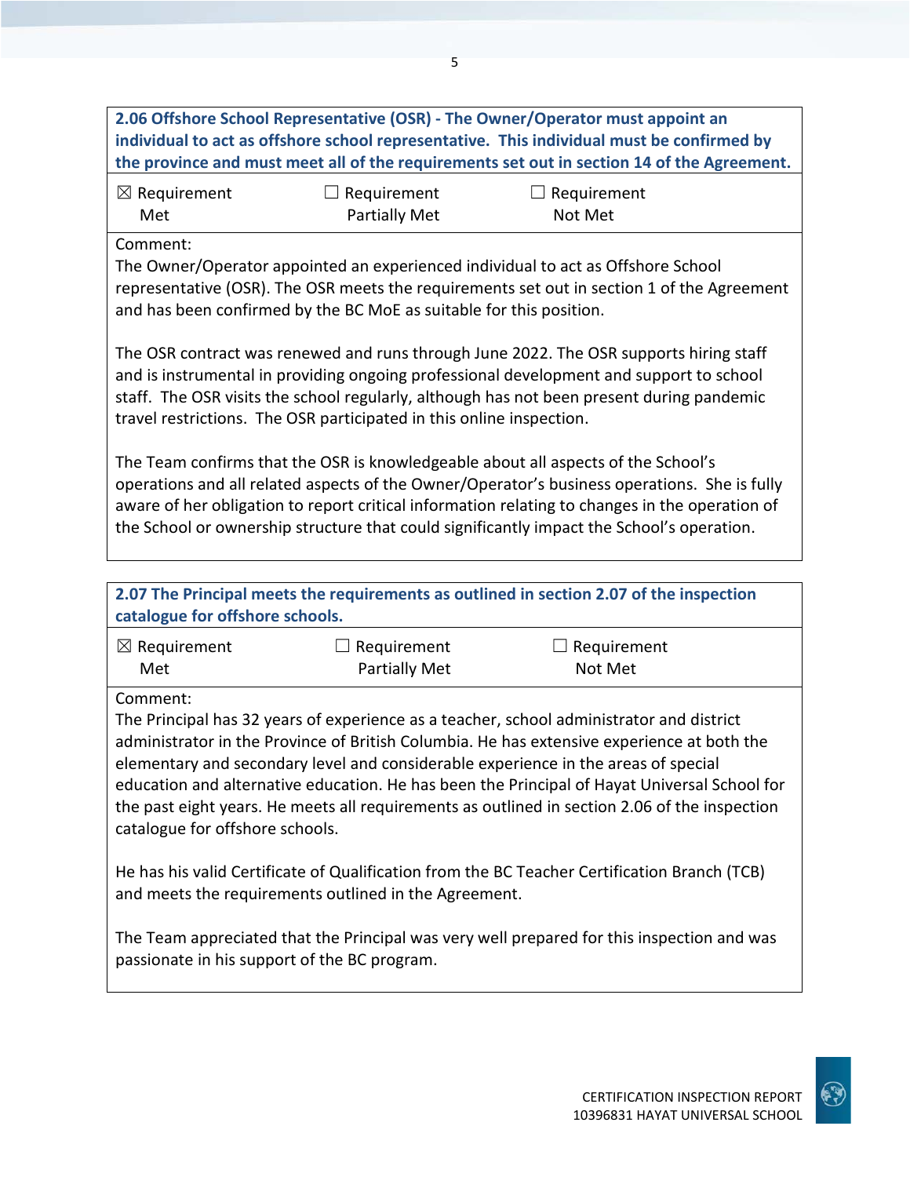**2.06 Offshore School Representative (OSR) - The Owner/Operator must appoint an individual to act as offshore school representative. This individual must be confirmed by the province and must meet all of the requirements set out in section 14 of the Agreement.**

| ☒ Requirement Met | ☐ Requirement Partially Met | ☐ Requirement Not Met |
|---|---|---|

Comment:

The Owner/Operator appointed an experienced individual to act as Offshore School representative (OSR). The OSR meets the requirements set out in section 1 of the Agreement and has been confirmed by the BC MoE as suitable for this position.

The OSR contract was renewed and runs through June 2022. The OSR supports hiring staff and is instrumental in providing ongoing professional development and support to school staff. The OSR visits the school regularly, although has not been present during pandemic travel restrictions. The OSR participated in this online inspection.

The Team confirms that the OSR is knowledgeable about all aspects of the School's operations and all related aspects of the Owner/Operator's business operations. She is fully aware of her obligation to report critical information relating to changes in the operation of the School or ownership structure that could significantly impact the School's operation.

**2.07 The Principal meets the requirements as outlined in section 2.07 of the inspection catalogue for offshore schools.**

| ☒ Requirement Met | ☐ Requirement Partially Met | ☐ Requirement Not Met |
|---|---|---|

Comment:

The Principal has 32 years of experience as a teacher, school administrator and district administrator in the Province of British Columbia. He has extensive experience at both the elementary and secondary level and considerable experience in the areas of special education and alternative education. He has been the Principal of Hayat Universal School for the past eight years. He meets all requirements as outlined in section 2.06 of the inspection catalogue for offshore schools.

He has his valid Certificate of Qualification from the BC Teacher Certification Branch (TCB) and meets the requirements outlined in the Agreement.

The Team appreciated that the Principal was very well prepared for this inspection and was passionate in his support of the BC program.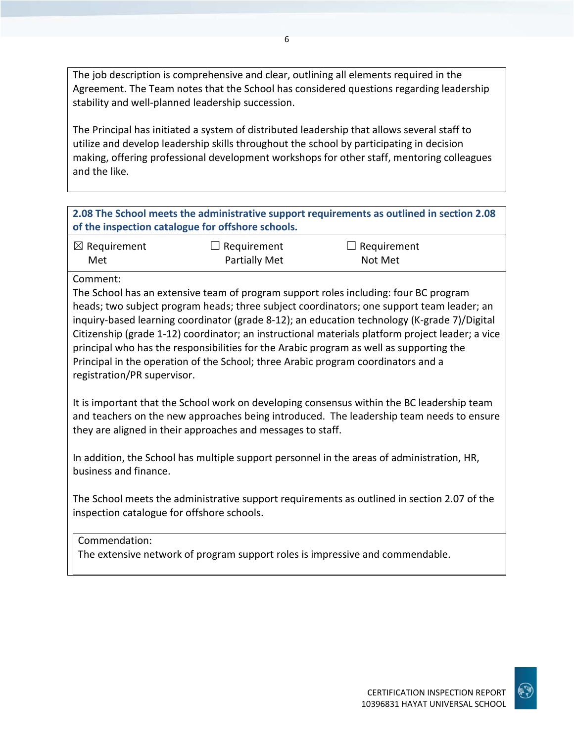The job description is comprehensive and clear, outlining all elements required in the Agreement. The Team notes that the School has considered questions regarding leadership stability and well-planned leadership succession.

The Principal has initiated a system of distributed leadership that allows several staff to utilize and develop leadership skills throughout the school by participating in decision making, offering professional development workshops for other staff, mentoring colleagues and the like.

**2.08 The School meets the administrative support requirements as outlined in section 2.08 of the inspection catalogue for offshore schools.**

| ☒ Requirement Met | ☐ Requirement Partially Met | ☐ Requirement Not Met |
|---|---|---|

Comment:
The School has an extensive team of program support roles including: four BC program heads; two subject program heads; three subject coordinators; one support team leader; an inquiry-based learning coordinator (grade 8-12); an education technology (K-grade 7)/Digital Citizenship (grade 1-12) coordinator; an instructional materials platform project leader; a vice principal who has the responsibilities for the Arabic program as well as supporting the Principal in the operation of the School; three Arabic program coordinators and a registration/PR supervisor.

It is important that the School work on developing consensus within the BC leadership team and teachers on the new approaches being introduced. The leadership team needs to ensure they are aligned in their approaches and messages to staff.

In addition, the School has multiple support personnel in the areas of administration, HR, business and finance.

The School meets the administrative support requirements as outlined in section 2.07 of the inspection catalogue for offshore schools.

Commendation:
The extensive network of program support roles is impressive and commendable.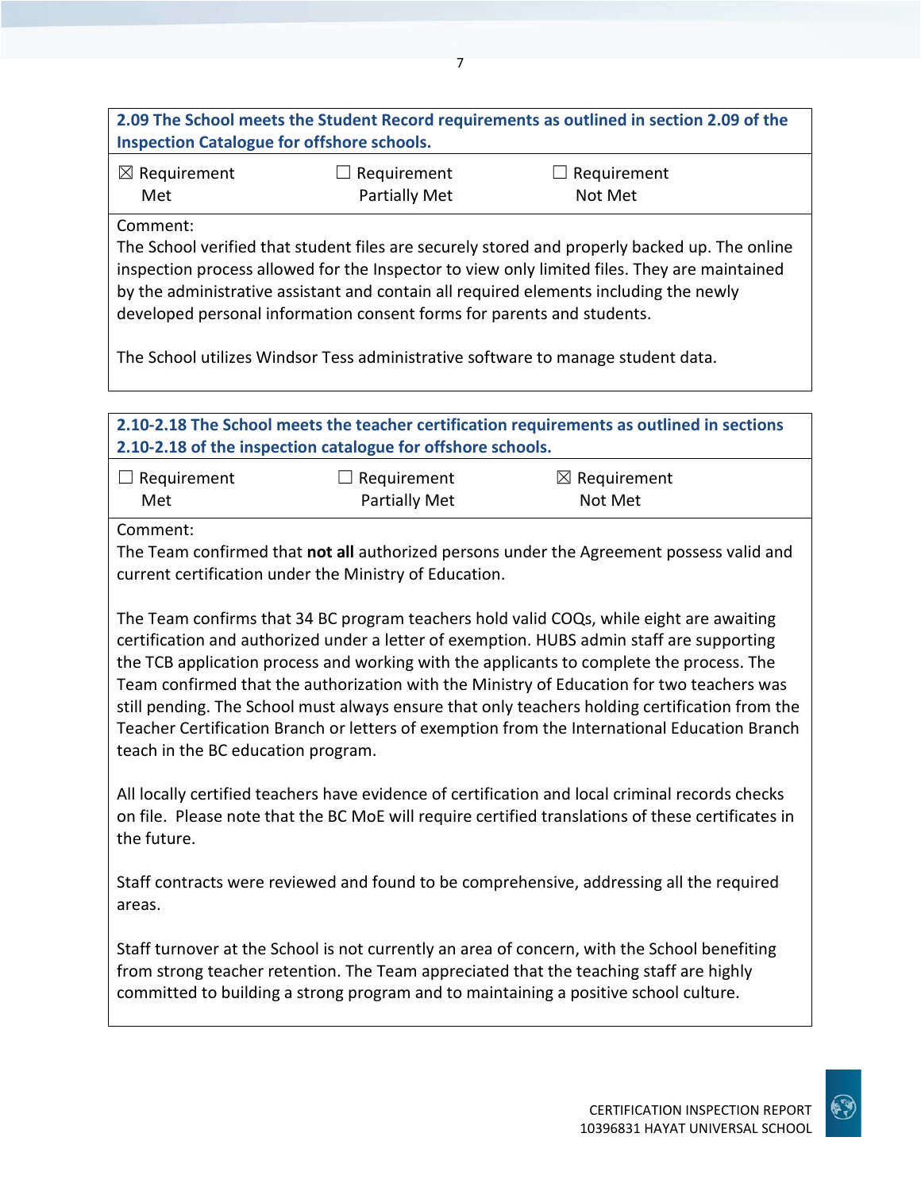| 2.09 The School meets the Student Record requirements as outlined in section 2.09 of the Inspection Catalogue for offshore schools. | | |
|---|---|---|
| ☒ Requirement Met | ☐ Requirement Partially Met | ☐ Requirement Not Met |

Comment:
The School verified that student files are securely stored and properly backed up. The online inspection process allowed for the Inspector to view only limited files. They are maintained by the administrative assistant and contain all required elements including the newly developed personal information consent forms for parents and students.

The School utilizes Windsor Tess administrative software to manage student data.

| 2.10-2.18 The School meets the teacher certification requirements as outlined in sections 2.10-2.18 of the inspection catalogue for offshore schools. | | |
|---|---|---|
| ☐ Requirement Met | ☐ Requirement Partially Met | ☒ Requirement Not Met |

Comment:
The Team confirmed that **not all** authorized persons under the Agreement possess valid and current certification under the Ministry of Education.

The Team confirms that 34 BC program teachers hold valid COQs, while eight are awaiting certification and authorized under a letter of exemption. HUBS admin staff are supporting the TCB application process and working with the applicants to complete the process. The Team confirmed that the authorization with the Ministry of Education for two teachers was still pending. The School must always ensure that only teachers holding certification from the Teacher Certification Branch or letters of exemption from the International Education Branch teach in the BC education program.

All locally certified teachers have evidence of certification and local criminal records checks on file. Please note that the BC MoE will require certified translations of these certificates in the future.

Staff contracts were reviewed and found to be comprehensive, addressing all the required areas.

Staff turnover at the School is not currently an area of concern, with the School benefiting from strong teacher retention. The Team appreciated that the teaching staff are highly committed to building a strong program and to maintaining a positive school culture.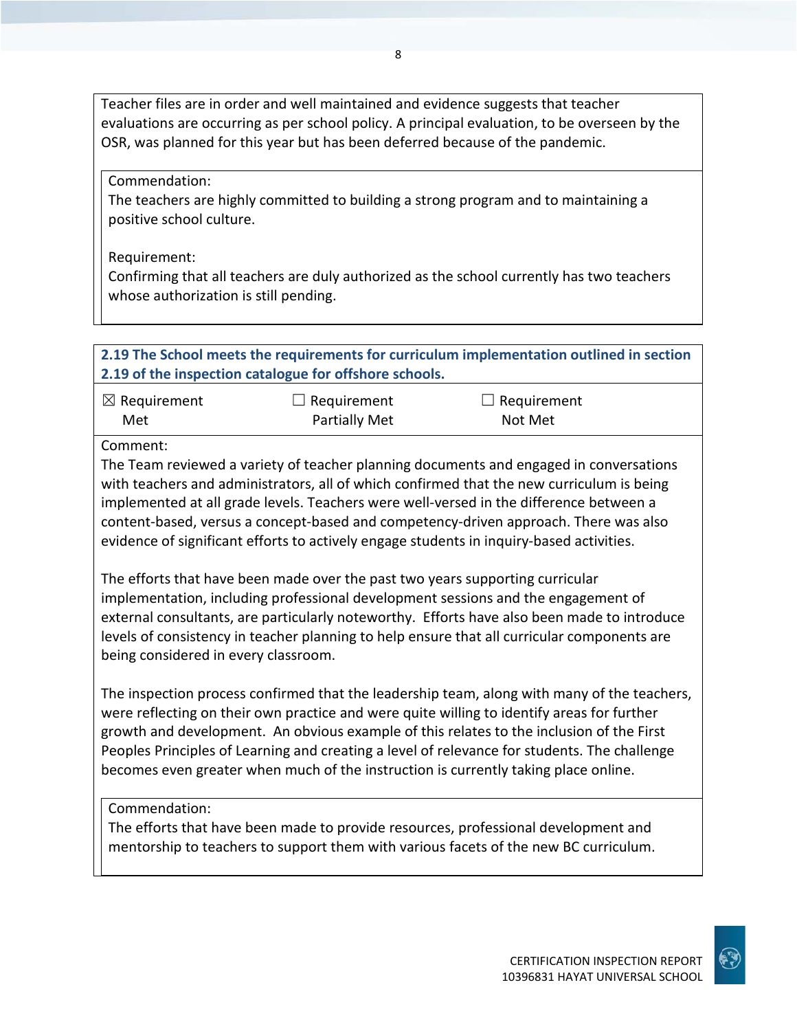Teacher files are in order and well maintained and evidence suggests that teacher evaluations are occurring as per school policy. A principal evaluation, to be overseen by the OSR, was planned for this year but has been deferred because of the pandemic.

Commendation:
The teachers are highly committed to building a strong program and to maintaining a positive school culture.

Requirement:
Confirming that all teachers are duly authorized as the school currently has two teachers whose authorization is still pending.

**2.19 The School meets the requirements for curriculum implementation outlined in section 2.19 of the inspection catalogue for offshore schools.**

| ☒ Requirement Met | ☐ Requirement Partially Met | ☐ Requirement Not Met |
|---|---|---|

Comment:
The Team reviewed a variety of teacher planning documents and engaged in conversations with teachers and administrators, all of which confirmed that the new curriculum is being implemented at all grade levels. Teachers were well-versed in the difference between a content-based, versus a concept-based and competency-driven approach. There was also evidence of significant efforts to actively engage students in inquiry-based activities.

The efforts that have been made over the past two years supporting curricular implementation, including professional development sessions and the engagement of external consultants, are particularly noteworthy. Efforts have also been made to introduce levels of consistency in teacher planning to help ensure that all curricular components are being considered in every classroom.

The inspection process confirmed that the leadership team, along with many of the teachers, were reflecting on their own practice and were quite willing to identify areas for further growth and development. An obvious example of this relates to the inclusion of the First Peoples Principles of Learning and creating a level of relevance for students. The challenge becomes even greater when much of the instruction is currently taking place online.

Commendation:
The efforts that have been made to provide resources, professional development and mentorship to teachers to support them with various facets of the new BC curriculum.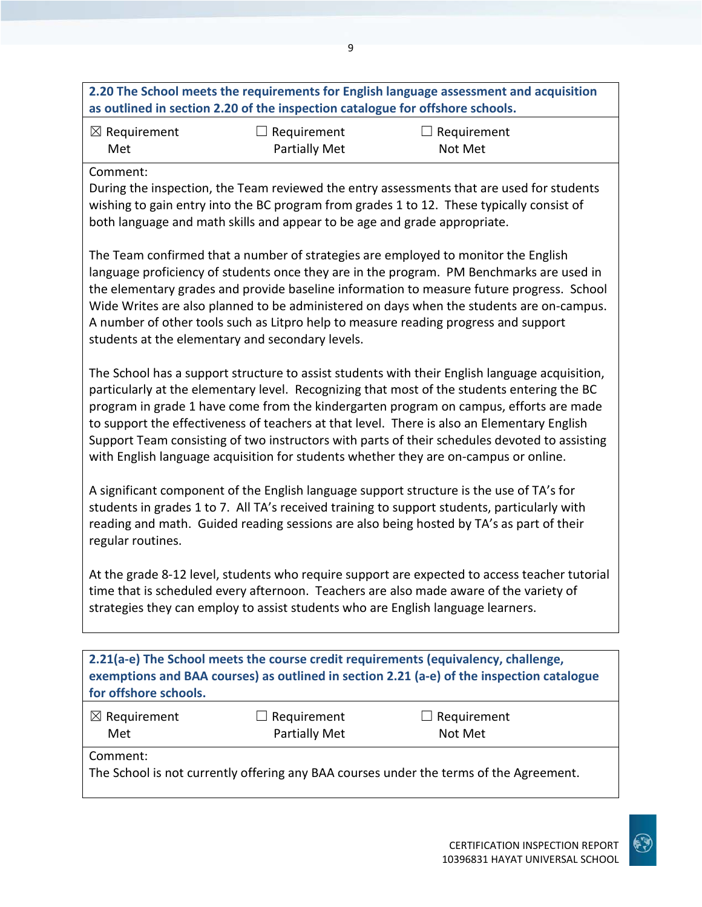| **2.20 The School meets the requirements for English language assessment and acquisition as outlined in section 2.20 of the inspection catalogue for offshore schools.** | | |
|---|---|---|
| ☒ Requirement Met | ☐ Requirement Partially Met | ☐ Requirement Not Met |

Comment:

During the inspection, the Team reviewed the entry assessments that are used for students wishing to gain entry into the BC program from grades 1 to 12. These typically consist of both language and math skills and appear to be age and grade appropriate.

The Team confirmed that a number of strategies are employed to monitor the English language proficiency of students once they are in the program. PM Benchmarks are used in the elementary grades and provide baseline information to measure future progress. School Wide Writes are also planned to be administered on days when the students are on-campus. A number of other tools such as Litpro help to measure reading progress and support students at the elementary and secondary levels.

The School has a support structure to assist students with their English language acquisition, particularly at the elementary level. Recognizing that most of the students entering the BC program in grade 1 have come from the kindergarten program on campus, efforts are made to support the effectiveness of teachers at that level. There is also an Elementary English Support Team consisting of two instructors with parts of their schedules devoted to assisting with English language acquisition for students whether they are on-campus or online.

A significant component of the English language support structure is the use of TA's for students in grades 1 to 7. All TA's received training to support students, particularly with reading and math. Guided reading sessions are also being hosted by TA's as part of their regular routines.

At the grade 8-12 level, students who require support are expected to access teacher tutorial time that is scheduled every afternoon. Teachers are also made aware of the variety of strategies they can employ to assist students who are English language learners.

| **2.21(a-e) The School meets the course credit requirements (equivalency, challenge, exemptions and BAA courses) as outlined in section 2.21 (a-e) of the inspection catalogue for offshore schools.** | | |
|---|---|---|
| ☒ Requirement Met | ☐ Requirement Partially Met | ☐ Requirement Not Met |

Comment:

The School is not currently offering any BAA courses under the terms of the Agreement.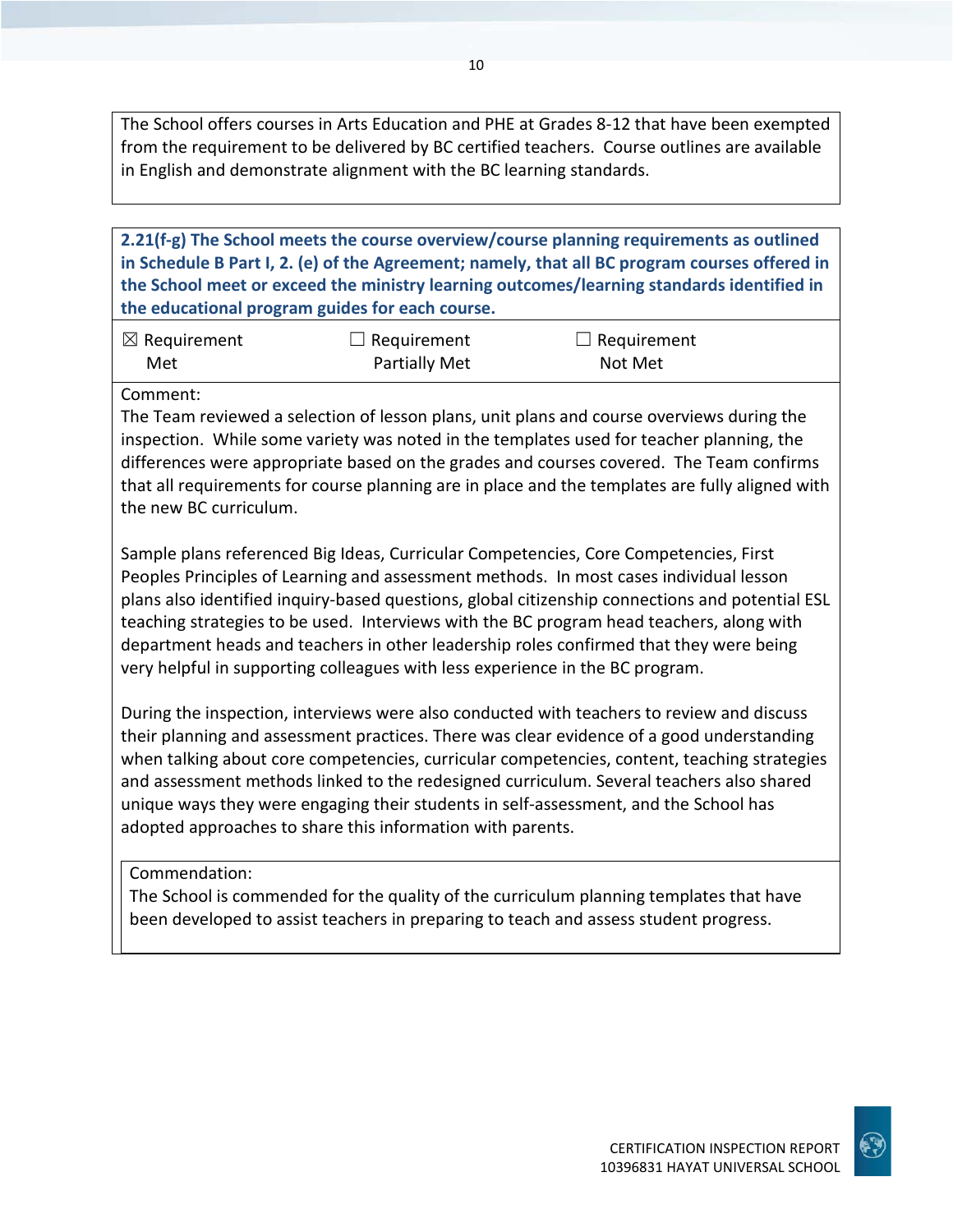The School offers courses in Arts Education and PHE at Grades 8-12 that have been exempted from the requirement to be delivered by BC certified teachers. Course outlines are available in English and demonstrate alignment with the BC learning standards.

**2.21(f-g) The School meets the course overview/course planning requirements as outlined in Schedule B Part I, 2. (e) of the Agreement; namely, that all BC program courses offered in the School meet or exceed the ministry learning outcomes/learning standards identified in the educational program guides for each course.**

| ☒ Requirement Met | ☐ Requirement Partially Met | ☐ Requirement Not Met |
|---|---|---|

Comment:

The Team reviewed a selection of lesson plans, unit plans and course overviews during the inspection. While some variety was noted in the templates used for teacher planning, the differences were appropriate based on the grades and courses covered. The Team confirms that all requirements for course planning are in place and the templates are fully aligned with the new BC curriculum.

Sample plans referenced Big Ideas, Curricular Competencies, Core Competencies, First Peoples Principles of Learning and assessment methods. In most cases individual lesson plans also identified inquiry-based questions, global citizenship connections and potential ESL teaching strategies to be used. Interviews with the BC program head teachers, along with department heads and teachers in other leadership roles confirmed that they were being very helpful in supporting colleagues with less experience in the BC program.

During the inspection, interviews were also conducted with teachers to review and discuss their planning and assessment practices. There was clear evidence of a good understanding when talking about core competencies, curricular competencies, content, teaching strategies and assessment methods linked to the redesigned curriculum. Several teachers also shared unique ways they were engaging their students in self-assessment, and the School has adopted approaches to share this information with parents.

Commendation:

The School is commended for the quality of the curriculum planning templates that have been developed to assist teachers in preparing to teach and assess student progress.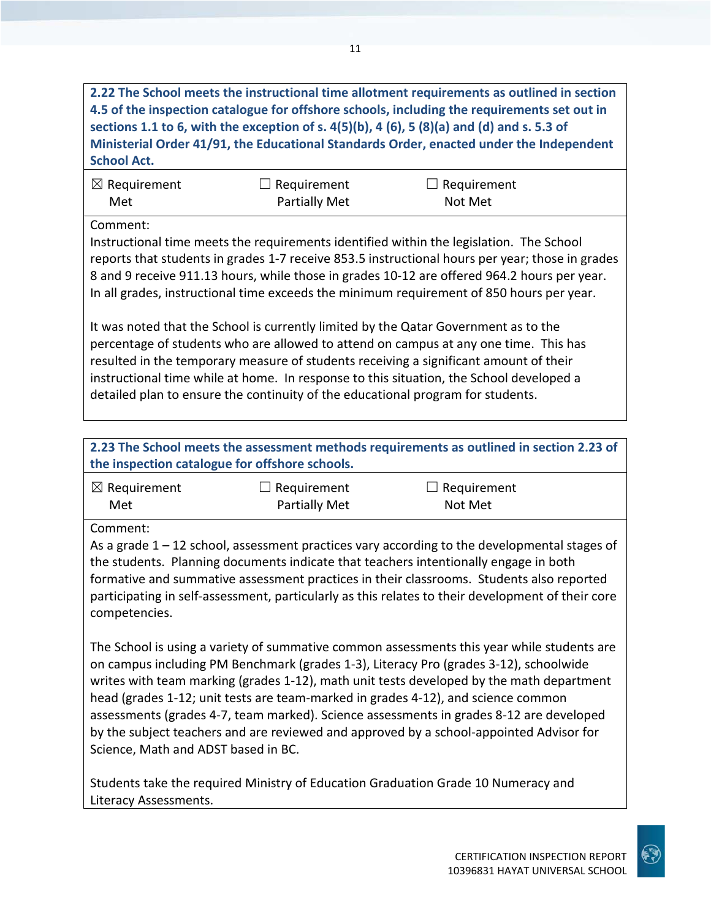| **2.22 The School meets the instructional time allotment requirements as outlined in section 4.5 of the inspection catalogue for offshore schools, including the requirements set out in sections 1.1 to 6, with the exception of s. 4(5)(b), 4 (6), 5 (8)(a) and (d) and s. 5.3 of Ministerial Order 41/91, the Educational Standards Order, enacted under the Independent School Act.** | | |
|---|---|---|
| ☒ Requirement Met | ☐ Requirement Partially Met | ☐ Requirement Not Met |

Comment:

Instructional time meets the requirements identified within the legislation. The School reports that students in grades 1-7 receive 853.5 instructional hours per year; those in grades 8 and 9 receive 911.13 hours, while those in grades 10-12 are offered 964.2 hours per year. In all grades, instructional time exceeds the minimum requirement of 850 hours per year.

It was noted that the School is currently limited by the Qatar Government as to the percentage of students who are allowed to attend on campus at any one time. This has resulted in the temporary measure of students receiving a significant amount of their instructional time while at home. In response to this situation, the School developed a detailed plan to ensure the continuity of the educational program for students.

| **2.23 The School meets the assessment methods requirements as outlined in section 2.23 of the inspection catalogue for offshore schools.** | | |
|---|---|---|
| ☒ Requirement Met | ☐ Requirement Partially Met | ☐ Requirement Not Met |

Comment:

As a grade 1 – 12 school, assessment practices vary according to the developmental stages of the students. Planning documents indicate that teachers intentionally engage in both formative and summative assessment practices in their classrooms. Students also reported participating in self-assessment, particularly as this relates to their development of their core competencies.

The School is using a variety of summative common assessments this year while students are on campus including PM Benchmark (grades 1-3), Literacy Pro (grades 3-12), schoolwide writes with team marking (grades 1-12), math unit tests developed by the math department head (grades 1-12; unit tests are team-marked in grades 4-12), and science common assessments (grades 4-7, team marked). Science assessments in grades 8-12 are developed by the subject teachers and are reviewed and approved by a school-appointed Advisor for Science, Math and ADST based in BC.

Students take the required Ministry of Education Graduation Grade 10 Numeracy and Literacy Assessments.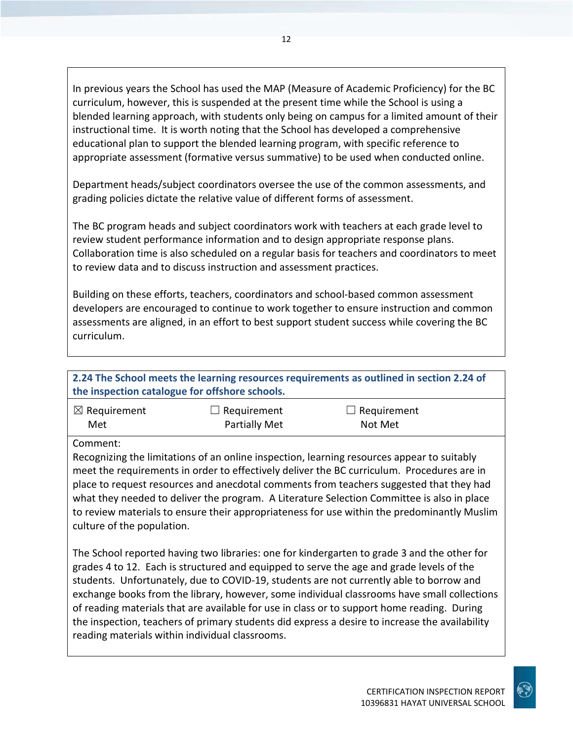In previous years the School has used the MAP (Measure of Academic Proficiency) for the BC curriculum, however, this is suspended at the present time while the School is using a blended learning approach, with students only being on campus for a limited amount of their instructional time. It is worth noting that the School has developed a comprehensive educational plan to support the blended learning program, with specific reference to appropriate assessment (formative versus summative) to be used when conducted online.

Department heads/subject coordinators oversee the use of the common assessments, and grading policies dictate the relative value of different forms of assessment.

The BC program heads and subject coordinators work with teachers at each grade level to review student performance information and to design appropriate response plans. Collaboration time is also scheduled on a regular basis for teachers and coordinators to meet to review data and to discuss instruction and assessment practices.

Building on these efforts, teachers, coordinators and school-based common assessment developers are encouraged to continue to work together to ensure instruction and common assessments are aligned, in an effort to best support student success while covering the BC curriculum.

**2.24 The School meets the learning resources requirements as outlined in section 2.24 of the inspection catalogue for offshore schools.**

| ☒ Requirement Met | ☐ Requirement Partially Met | ☐ Requirement Not Met |
|---|---|---|

Comment:
Recognizing the limitations of an online inspection, learning resources appear to suitably meet the requirements in order to effectively deliver the BC curriculum. Procedures are in place to request resources and anecdotal comments from teachers suggested that they had what they needed to deliver the program. A Literature Selection Committee is also in place to review materials to ensure their appropriateness for use within the predominantly Muslim culture of the population.

The School reported having two libraries: one for kindergarten to grade 3 and the other for grades 4 to 12. Each is structured and equipped to serve the age and grade levels of the students. Unfortunately, due to COVID-19, students are not currently able to borrow and exchange books from the library, however, some individual classrooms have small collections of reading materials that are available for use in class or to support home reading. During the inspection, teachers of primary students did express a desire to increase the availability reading materials within individual classrooms.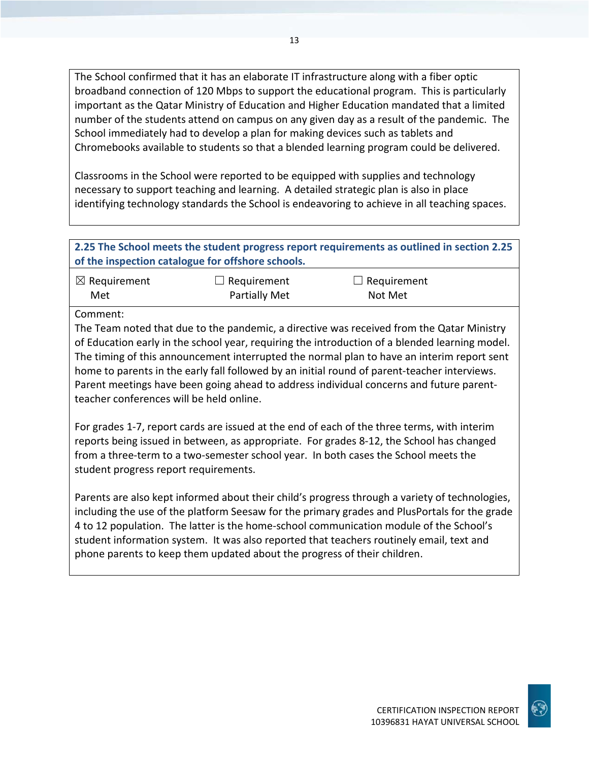The School confirmed that it has an elaborate IT infrastructure along with a fiber optic broadband connection of 120 Mbps to support the educational program. This is particularly important as the Qatar Ministry of Education and Higher Education mandated that a limited number of the students attend on campus on any given day as a result of the pandemic. The School immediately had to develop a plan for making devices such as tablets and Chromebooks available to students so that a blended learning program could be delivered.

Classrooms in the School were reported to be equipped with supplies and technology necessary to support teaching and learning. A detailed strategic plan is also in place identifying technology standards the School is endeavoring to achieve in all teaching spaces.

**2.25 The School meets the student progress report requirements as outlined in section 2.25 of the inspection catalogue for offshore schools.**

| ☒ Requirement Met | ☐ Requirement Partially Met | ☐ Requirement Not Met |
|---|---|---|

Comment:

The Team noted that due to the pandemic, a directive was received from the Qatar Ministry of Education early in the school year, requiring the introduction of a blended learning model. The timing of this announcement interrupted the normal plan to have an interim report sent home to parents in the early fall followed by an initial round of parent-teacher interviews. Parent meetings have been going ahead to address individual concerns and future parent-teacher conferences will be held online.

For grades 1-7, report cards are issued at the end of each of the three terms, with interim reports being issued in between, as appropriate. For grades 8-12, the School has changed from a three-term to a two-semester school year. In both cases the School meets the student progress report requirements.

Parents are also kept informed about their child's progress through a variety of technologies, including the use of the platform Seesaw for the primary grades and PlusPortals for the grade 4 to 12 population. The latter is the home-school communication module of the School's student information system. It was also reported that teachers routinely email, text and phone parents to keep them updated about the progress of their children.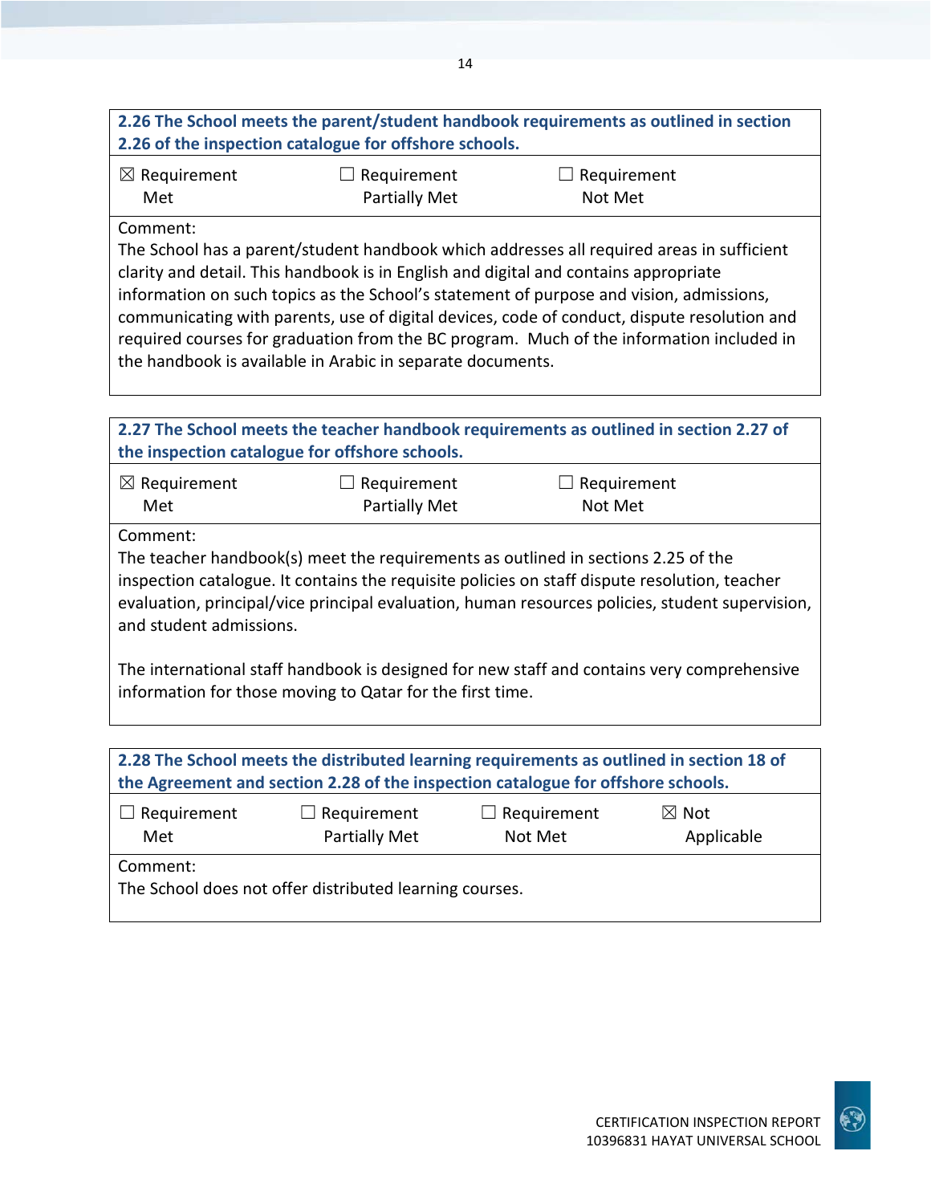| 2.26 The School meets the parent/student handbook requirements as outlined in section 2.26 of the inspection catalogue for offshore schools. | | |
|---|---|---|
| ☒ Requirement Met | ☐ Requirement Partially Met | ☐ Requirement Not Met |

Comment:
The School has a parent/student handbook which addresses all required areas in sufficient clarity and detail. This handbook is in English and digital and contains appropriate information on such topics as the School's statement of purpose and vision, admissions, communicating with parents, use of digital devices, code of conduct, dispute resolution and required courses for graduation from the BC program. Much of the information included in the handbook is available in Arabic in separate documents.

| 2.27 The School meets the teacher handbook requirements as outlined in section 2.27 of the inspection catalogue for offshore schools. | | |
|---|---|---|
| ☒ Requirement Met | ☐ Requirement Partially Met | ☐ Requirement Not Met |

Comment:
The teacher handbook(s) meet the requirements as outlined in sections 2.25 of the inspection catalogue. It contains the requisite policies on staff dispute resolution, teacher evaluation, principal/vice principal evaluation, human resources policies, student supervision, and student admissions.

The international staff handbook is designed for new staff and contains very comprehensive information for those moving to Qatar for the first time.

| 2.28 The School meets the distributed learning requirements as outlined in section 18 of the Agreement and section 2.28 of the inspection catalogue for offshore schools. | | | |
|---|---|---|---|
| ☐ Requirement Met | ☐ Requirement Partially Met | ☐ Requirement Not Met | ☒ Not Applicable |

Comment:
The School does not offer distributed learning courses.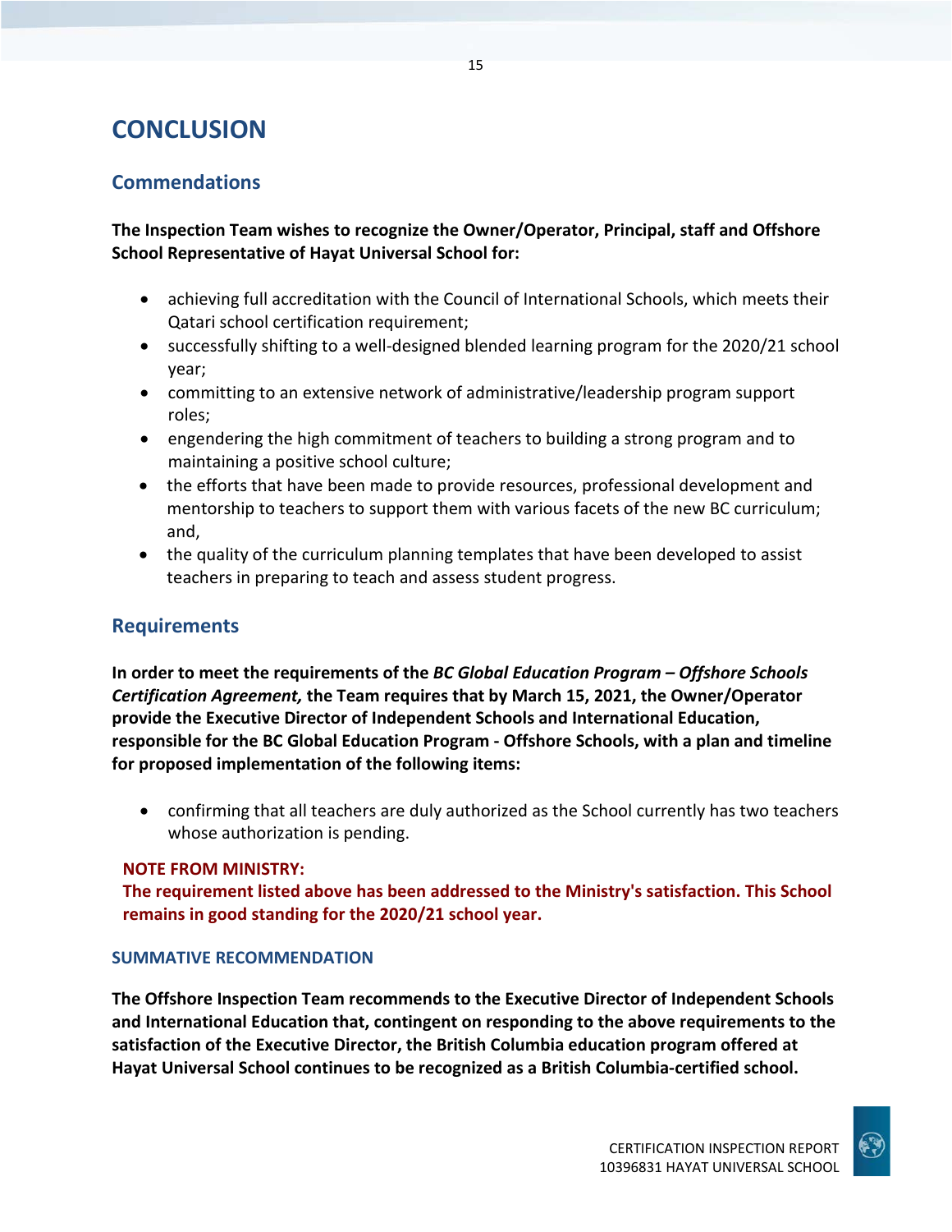# CONCLUSION

## Commendations

**The Inspection Team wishes to recognize the Owner/Operator, Principal, staff and Offshore School Representative of Hayat Universal School for:**

- achieving full accreditation with the Council of International Schools, which meets their Qatari school certification requirement;
- successfully shifting to a well-designed blended learning program for the 2020/21 school year;
- committing to an extensive network of administrative/leadership program support roles;
- engendering the high commitment of teachers to building a strong program and to maintaining a positive school culture;
- the efforts that have been made to provide resources, professional development and mentorship to teachers to support them with various facets of the new BC curriculum; and,
- the quality of the curriculum planning templates that have been developed to assist teachers in preparing to teach and assess student progress.

## Requirements

**In order to meet the requirements of the *BC Global Education Program – Offshore Schools Certification Agreement,* the Team requires that by March 15, 2021, the Owner/Operator provide the Executive Director of Independent Schools and International Education, responsible for the BC Global Education Program - Offshore Schools, with a plan and timeline for proposed implementation of the following items:**

- confirming that all teachers are duly authorized as the School currently has two teachers whose authorization is pending.

**NOTE FROM MINISTRY:**
**The requirement listed above has been addressed to the Ministry's satisfaction. This School remains in good standing for the 2020/21 school year.**

### SUMMATIVE RECOMMENDATION

**The Offshore Inspection Team recommends to the Executive Director of Independent Schools and International Education that, contingent on responding to the above requirements to the satisfaction of the Executive Director, the British Columbia education program offered at Hayat Universal School continues to be recognized as a British Columbia-certified school.**